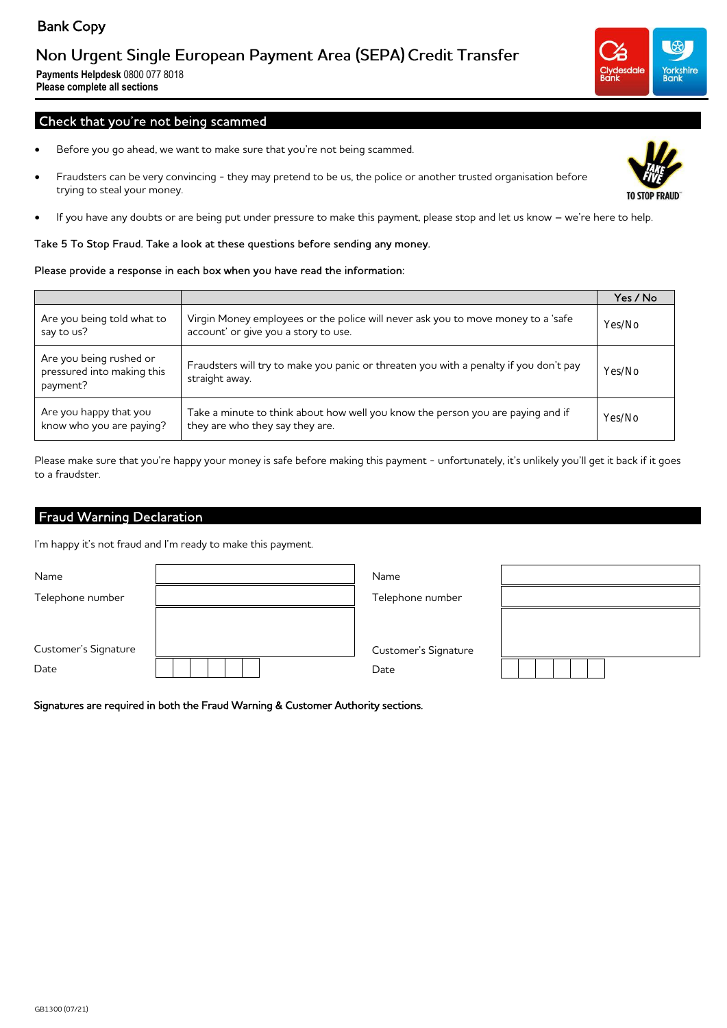Bank Copy

# Non Urgent Single European Payment Area (SEPA) Credit Transfer

**Payments Helpdesk** 0800 077 8018
**Please complete all sections**

Clydesdale Bank | Yorkshire Bank

## Check that you're not being scammed

- Before you go ahead, we want to make sure that you're not being scammed.
- Fraudsters can be very convincing - they may pretend to be us, the police or another trusted organisation before trying to steal your money.
- If you have any doubts or are being put under pressure to make this payment, please stop and let us know – we're here to help.

TAKE FIVE TO STOP FRAUD

Take 5 To Stop Fraud. Take a look at these questions before sending any money.

Please provide a response in each box when you have read the information:

| | | Yes / No |
|---|---|---|
| Are you being told what to say to us? | Virgin Money employees or the police will never ask you to move money to a 'safe account' or give you a story to use. | Yes/No |
| Are you being rushed or pressured into making this payment? | Fraudsters will try to make you panic or threaten you with a penalty if you don't pay straight away. | Yes/No |
| Are you happy that you know who you are paying? | Take a minute to think about how well you know the person you are paying and if they are who they say they are. | Yes/No |

Please make sure that you're happy your money is safe before making this payment - unfortunately, it's unlikely you'll get it back if it goes to a fraudster.

## Fraud Warning Declaration

I'm happy it's not fraud and I'm ready to make this payment.

| | | | |
|---|---|---|---|
| Name | | Name | |
| Telephone number | | Telephone number | |
| Customer's Signature | | Customer's Signature | |
| Date | | Date | |

**Signatures are required in both the Fraud Warning & Customer Authority sections.**

GB1300 (07/21)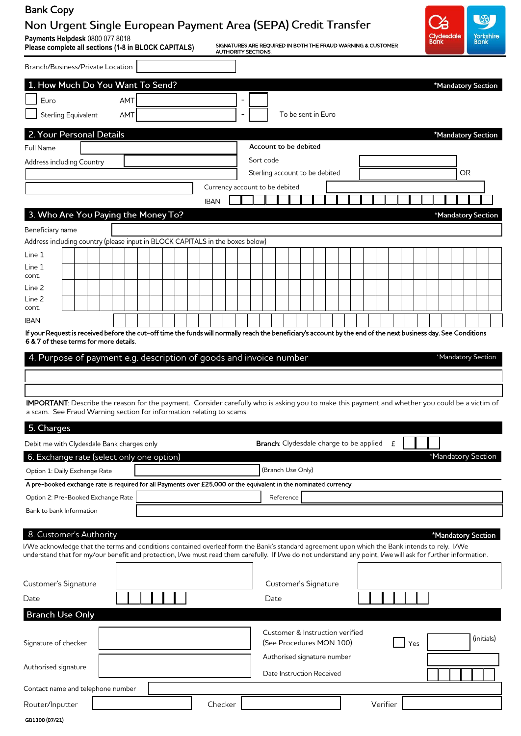Bank Copy

# Non Urgent Single European Payment Area (SEPA) Credit Transfer

**Payments Helpdesk** 0800 077 8018

**Please complete all sections (1-8 in BLOCK CAPITALS)**

SIGNATURES ARE REQUIRED IN BOTH THE FRAUD WARNING & CUSTOMER AUTHORITY SECTIONS.

Clydesdale Bank | Yorkshire Bank

Branch/Business/Private Location

## 1. How Much Do You Want To Send? *Mandatory Section

☐ Euro AMT ______ - ______

☐ Sterling Equivalent AMT ______ - ______ To be sent in Euro

## 2. Your Personal Details *Mandatory Section

Full Name

Address including Country

**Account to be debited**

Sort code

Sterling account to be debited OR

Currency account to be debited

IBAN

## 3. Who Are You Paying the Money To? *Mandatory Section

Beneficiary name

Address including country (please input in BLOCK CAPITALS in the boxes below)

Line 1

Line 1 cont.

Line 2

Line 2 cont.

IBAN

**If your Request is received before the cut-off time the funds will normally reach the beneficiary's account by the end of the next business day. See Conditions 6 & 7 of these terms for more details.**

## 4. Purpose of payment e.g. description of goods and invoice number *Mandatory Section

**IMPORTANT:** Describe the reason for the payment. Consider carefully who is asking you to make this payment and whether you could be a victim of a scam. See Fraud Warning section for information relating to scams.

## 5. Charges

Debit me with Clydesdale Bank charges only

**Branch:** Clydesdale charge to be applied £

## 6. Exchange rate (select only one option) *Mandatory Section

Option 1: Daily Exchange Rate (Branch Use Only)

**A pre-booked exchange rate is required for all Payments over £25,000 or the equivalent in the nominated currency.**

Option 2: Pre-Booked Exchange Rate Reference

Bank to bank Information

## 8. Customer's Authority *Mandatory Section

I/We acknowledge that the terms and conditions contained overleaf form the Bank's standard agreement upon which the Bank intends to rely. I/We understand that for my/our benefit and protection, I/we must read them carefully. If I/we do not understand any point, I/we will ask for further information.

Customer's Signature

Date

Customer's Signature

Date

## Branch Use Only

Signature of checker

Authorised signature

Customer & Instruction verified (See Procedures MON 100) ☐ Yes (initials)

Authorised signature number

Date Instruction Received

Contact name and telephone number

Router/Inputter

Checker

Verifier

GB1300 (07/21)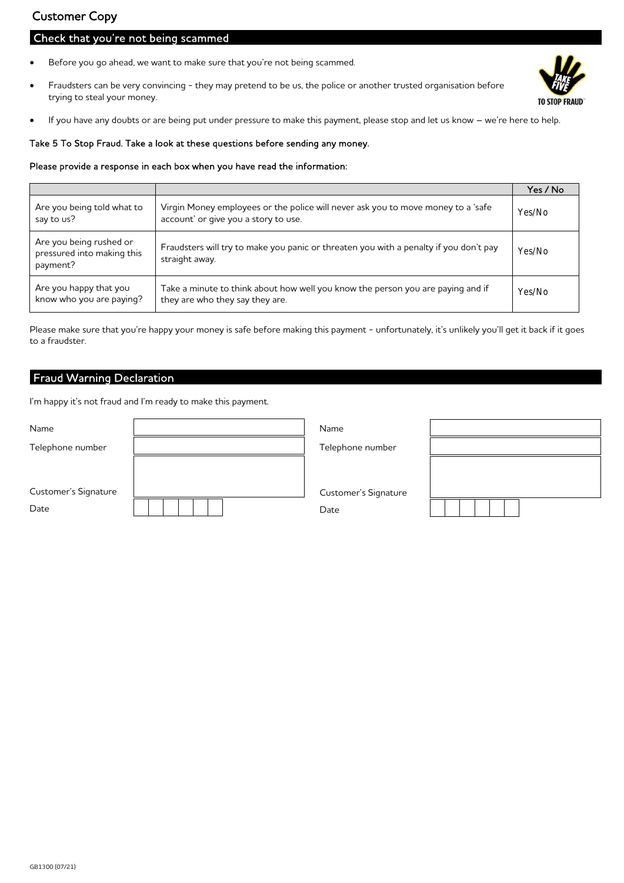## Customer Copy

### Check that you're not being scammed

- Before you go ahead, we want to make sure that you're not being scammed.
- Fraudsters can be very convincing - they may pretend to be us, the police or another trusted organisation before trying to steal your money.
- If you have any doubts or are being put under pressure to make this payment, please stop and let us know – we're here to help.

**Take 5 To Stop Fraud. Take a look at these questions before sending any money.**

**Please provide a response in each box when you have read the information:**

| | | Yes / No |
|---|---|---|
| Are you being told what to say to us? | Virgin Money employees or the police will never ask you to move money to a 'safe account' or give you a story to use. | Yes/No |
| Are you being rushed or pressured into making this payment? | Fraudsters will try to make you panic or threaten you with a penalty if you don't pay straight away. | Yes/No |
| Are you happy that you know who you are paying? | Take a minute to think about how well you know the person you are paying and if they are who they say they are. | Yes/No |

Please make sure that you're happy your money is safe before making this payment - unfortunately, it's unlikely you'll get it back if it goes to a fraudster.

### Fraud Warning Declaration

I'm happy it's not fraud and I'm ready to make this payment.

| | | | |
|---|---|---|---|
| Name | | Name | |
| Telephone number | | Telephone number | |
| Customer's Signature | | Customer's Signature | |
| Date | | Date | |

GB1300 (07/21)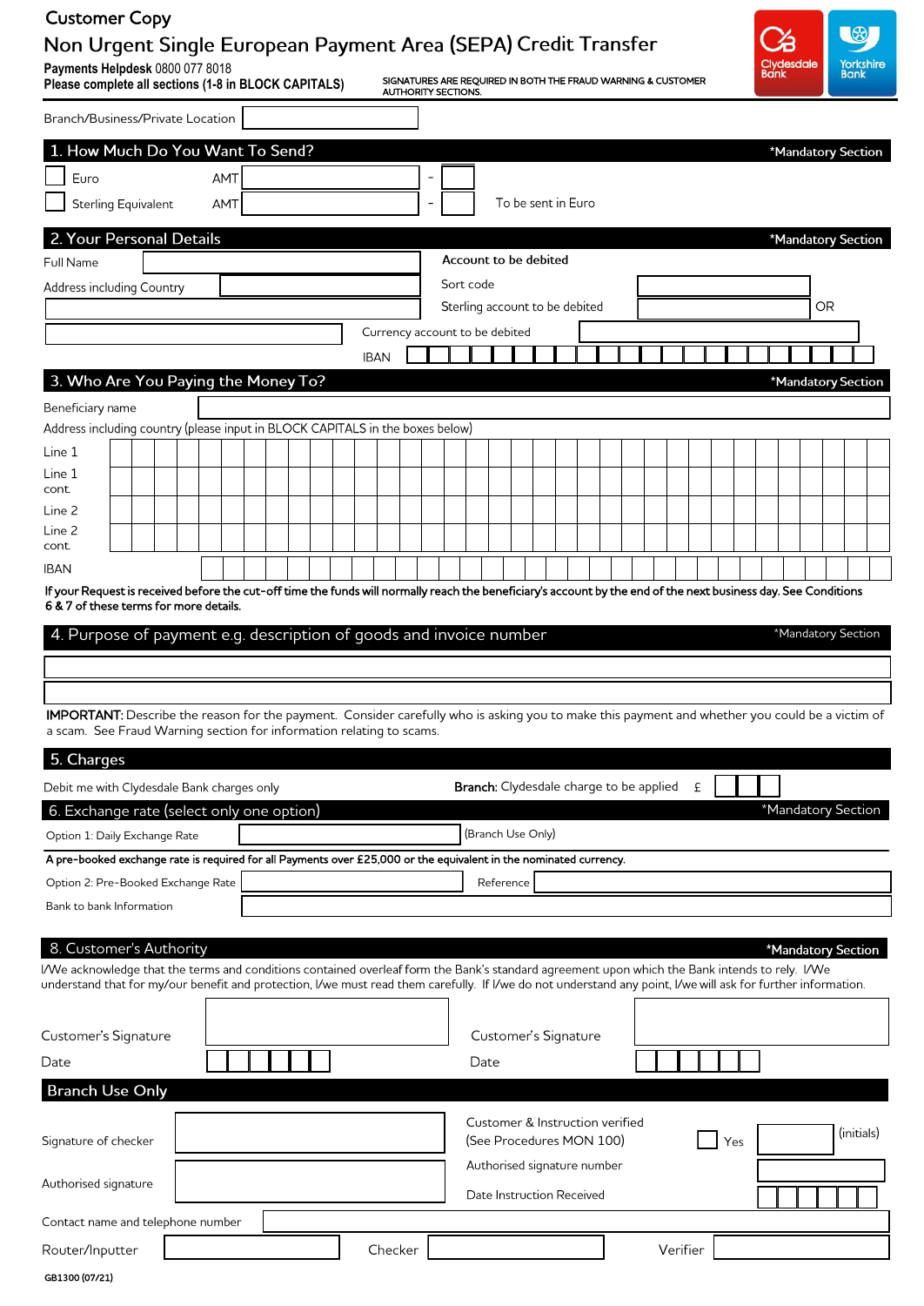Customer Copy

# Non Urgent Single European Payment Area (SEPA) Credit Transfer

**Payments Helpdesk** 0800 077 8018

**Please complete all sections (1-8 in BLOCK CAPITALS)**

SIGNATURES ARE REQUIRED IN BOTH THE FRAUD WARNING & CUSTOMER AUTHORITY SECTIONS.

Clydesdale Bank | Yorkshire Bank

Branch/Business/Private Location

## 1. How Much Do You Want To Send? *Mandatory Section

☐ Euro AMT ______ - ____

☐ Sterling Equivalent AMT ______ - ____ To be sent in Euro

## 2. Your Personal Details *Mandatory Section

Full Name

Address including Country

**Account to be debited**

Sort code

Sterling account to be debited OR

Currency account to be debited

IBAN

## 3. Who Are You Paying the Money To? *Mandatory Section

Beneficiary name

Address including country (please input in BLOCK CAPITALS in the boxes below)

Line 1

Line 1 cont.

Line 2

Line 2 cont.

IBAN

**If your Request is received before the cut-off time the funds will normally reach the beneficiary's account by the end of the next business day. See Conditions 6 & 7 of these terms for more details.**

## 4. Purpose of payment e.g. description of goods and invoice number *Mandatory Section

**IMPORTANT:** Describe the reason for the payment. Consider carefully who is asking you to make this payment and whether you could be a victim of a scam. See Fraud Warning section for information relating to scams.

## 5. Charges

Debit me with Clydesdale Bank charges only

**Branch:** Clydesdale charge to be applied £

## 6. Exchange rate (select only one option) *Mandatory Section

Option 1: Daily Exchange Rate (Branch Use Only)

**A pre-booked exchange rate is required for all Payments over £25,000 or the equivalent in the nominated currency.**

Option 2: Pre-Booked Exchange Rate Reference

Bank to bank Information

## 8. Customer's Authority *Mandatory Section

I/We acknowledge that the terms and conditions contained overleaf form the Bank's standard agreement upon which the Bank intends to rely. I/We understand that for my/our benefit and protection, I/we must read them carefully. If I/we do not understand any point, I/we will ask for further information.

Customer's Signature Customer's Signature

Date Date

## Branch Use Only

Signature of checker

Customer & Instruction verified (See Procedures MON 100) ☐ Yes (initials)

Authorised signature number

Authorised signature

Date Instruction Received

Contact name and telephone number

Router/Inputter Checker Verifier

GB1300 (07/21)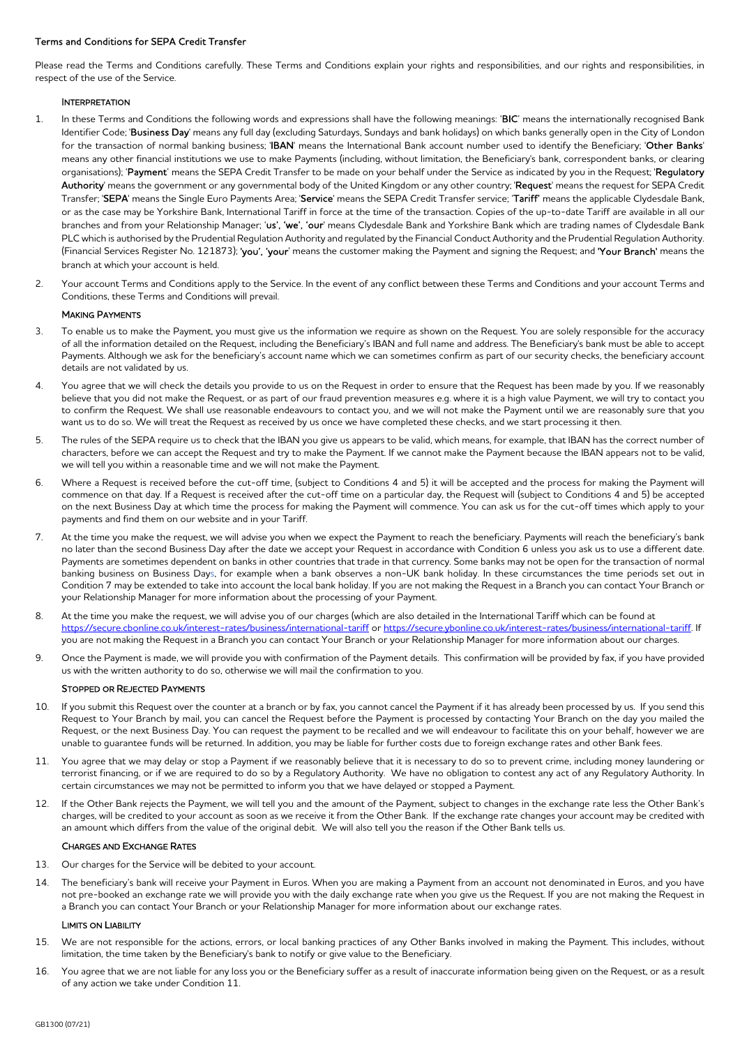**Terms and Conditions for SEPA Credit Transfer**

Please read the Terms and Conditions carefully. These Terms and Conditions explain your rights and responsibilities, and our rights and responsibilities, in respect of the use of the Service.

### INTERPRETATION

1. In these Terms and Conditions the following words and expressions shall have the following meanings: '**BIC**' means the internationally recognised Bank Identifier Code; '**Business Day**' means any full day (excluding Saturdays, Sundays and bank holidays) on which banks generally open in the City of London for the transaction of normal banking business; '**IBAN**' means the International Bank account number used to identify the Beneficiary; '**Other Banks**' means any other financial institutions we use to make Payments (including, without limitation, the Beneficiary's bank, correspondent banks, or clearing organisations); '**Payment**' means the SEPA Credit Transfer to be made on your behalf under the Service as indicated by you in the Request; '**Regulatory Authority**' means the government or any governmental body of the United Kingdom or any other country; '**Request**' means the request for SEPA Credit Transfer; '**SEPA**' means the Single Euro Payments Area; '**Service**' means the SEPA Credit Transfer service; '**Tariff**' means the applicable Clydesdale Bank, or as the case may be Yorkshire Bank, International Tariff in force at the time of the transaction. Copies of the up-to-date Tariff are available in all our branches and from your Relationship Manager; '**us', 'we', 'our**' means Clydesdale Bank and Yorkshire Bank which are trading names of Clydesdale Bank PLC which is authorised by the Prudential Regulation Authority and regulated by the Financial Conduct Authority and the Prudential Regulation Authority. (Financial Services Register No. 121873); '**you', 'your**' means the customer making the Payment and signing the Request; and '**Your Branch**' means the branch at which your account is held.

2. Your account Terms and Conditions apply to the Service. In the event of any conflict between these Terms and Conditions and your account Terms and Conditions, these Terms and Conditions will prevail.

### MAKING PAYMENTS

3. To enable us to make the Payment, you must give us the information we require as shown on the Request. You are solely responsible for the accuracy of all the information detailed on the Request, including the Beneficiary's IBAN and full name and address. The Beneficiary's bank must be able to accept Payments. Although we ask for the beneficiary's account name which we can sometimes confirm as part of our security checks, the beneficiary account details are not validated by us.

4. You agree that we will check the details you provide to us on the Request in order to ensure that the Request has been made by you. If we reasonably believe that you did not make the Request, or as part of our fraud prevention measures e.g. where it is a high value Payment, we will try to contact you to confirm the Request. We shall use reasonable endeavours to contact you, and we will not make the Payment until we are reasonably sure that you want us to do so. We will treat the Request as received by us once we have completed these checks, and we start processing it then.

5. The rules of the SEPA require us to check that the IBAN you give us appears to be valid, which means, for example, that IBAN has the correct number of characters, before we can accept the Request and try to make the Payment. If we cannot make the Payment because the IBAN appears not to be valid, we will tell you within a reasonable time and we will not make the Payment.

6. Where a Request is received before the cut-off time, (subject to Conditions 4 and 5) it will be accepted and the process for making the Payment will commence on that day. If a Request is received after the cut-off time on a particular day, the Request will (subject to Conditions 4 and 5) be accepted on the next Business Day at which time the process for making the Payment will commence. You can ask us for the cut-off times which apply to your payments and find them on our website and in your Tariff.

7. At the time you make the request, we will advise you when we expect the Payment to reach the beneficiary. Payments will reach the beneficiary's bank no later than the second Business Day after the date we accept your Request in accordance with Condition 6 unless you ask us to use a different date. Payments are sometimes dependent on banks in other countries that trade in that currency. Some banks may not be open for the transaction of normal banking business on Business Days, for example when a bank observes a non-UK bank holiday. In these circumstances the time periods set out in Condition 7 may be extended to take into account the local bank holiday. If you are not making the Request in a Branch you can contact Your Branch or your Relationship Manager for more information about the processing of your Payment.

8. At the time you make the request, we will advise you of our charges (which are also detailed in the International Tariff which can be found at https://secure.cbonline.co.uk/interest-rates/business/international-tariff or https://secure.ybonline.co.uk/interest-rates/business/international-tariff. If you are not making the Request in a Branch you can contact Your Branch or your Relationship Manager for more information about our charges.

9. Once the Payment is made, we will provide you with confirmation of the Payment details. This confirmation will be provided by fax, if you have provided us with the written authority to do so, otherwise we will mail the confirmation to you.

### STOPPED OR REJECTED PAYMENTS

10. If you submit this Request over the counter at a branch or by fax, you cannot cancel the Payment if it has already been processed by us. If you send this Request to Your Branch by mail, you can cancel the Request before the Payment is processed by contacting Your Branch on the day you mailed the Request, or the next Business Day. You can request the payment to be recalled and we will endeavour to facilitate this on your behalf, however we are unable to guarantee funds will be returned. In addition, you may be liable for further costs due to foreign exchange rates and other Bank fees.

11. You agree that we may delay or stop a Payment if we reasonably believe that it is necessary to do so to prevent crime, including money laundering or terrorist financing, or if we are required to do so by a Regulatory Authority. We have no obligation to contest any act of any Regulatory Authority. In certain circumstances we may not be permitted to inform you that we have delayed or stopped a Payment.

12. If the Other Bank rejects the Payment, we will tell you and the amount of the Payment, subject to changes in the exchange rate less the Other Bank's charges, will be credited to your account as soon as we receive it from the Other Bank. If the exchange rate changes your account may be credited with an amount which differs from the value of the original debit. We will also tell you the reason if the Other Bank tells us.

### CHARGES AND EXCHANGE RATES

13. Our charges for the Service will be debited to your account.

14. The beneficiary's bank will receive your Payment in Euros. When you are making a Payment from an account not denominated in Euros, and you have not pre-booked an exchange rate we will provide you with the daily exchange rate when you give us the Request. If you are not making the Request in a Branch you can contact Your Branch or your Relationship Manager for more information about our exchange rates.

### LIMITS ON LIABILITY

15. We are not responsible for the actions, errors, or local banking practices of any Other Banks involved in making the Payment. This includes, without limitation, the time taken by the Beneficiary's bank to notify or give value to the Beneficiary.

16. You agree that we are not liable for any loss you or the Beneficiary suffer as a result of inaccurate information being given on the Request, or as a result of any action we take under Condition 11.

GB1300 (07/21)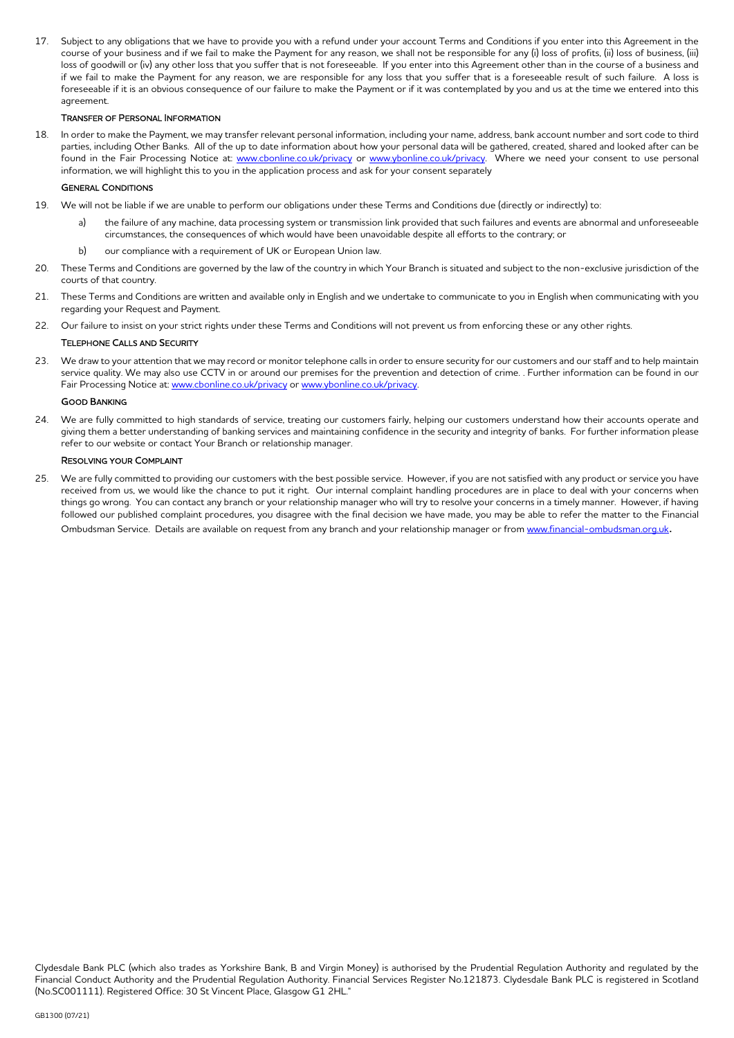17. Subject to any obligations that we have to provide you with a refund under your account Terms and Conditions if you enter into this Agreement in the course of your business and if we fail to make the Payment for any reason, we shall not be responsible for any (i) loss of profits, (ii) loss of business, (iii) loss of goodwill or (iv) any other loss that you suffer that is not foreseeable. If you enter into this Agreement other than in the course of a business and if we fail to make the Payment for any reason, we are responsible for any loss that you suffer that is a foreseeable result of such failure. A loss is foreseeable if it is an obvious consequence of our failure to make the Payment or if it was contemplated by you and us at the time we entered into this agreement.

**TRANSFER OF PERSONAL INFORMATION**

18. In order to make the Payment, we may transfer relevant personal information, including your name, address, bank account number and sort code to third parties, including Other Banks. All of the up to date information about how your personal data will be gathered, created, shared and looked after can be found in the Fair Processing Notice at: www.cbonline.co.uk/privacy or www.ybonline.co.uk/privacy. Where we need your consent to use personal information, we will highlight this to you in the application process and ask for your consent separately

**GENERAL CONDITIONS**

19. We will not be liable if we are unable to perform our obligations under these Terms and Conditions due (directly or indirectly) to:

    a) the failure of any machine, data processing system or transmission link provided that such failures and events are abnormal and unforeseeable circumstances, the consequences of which would have been unavoidable despite all efforts to the contrary; or

    b) our compliance with a requirement of UK or European Union law.

20. These Terms and Conditions are governed by the law of the country in which Your Branch is situated and subject to the non-exclusive jurisdiction of the courts of that country.

21. These Terms and Conditions are written and available only in English and we undertake to communicate to you in English when communicating with you regarding your Request and Payment.

22. Our failure to insist on your strict rights under these Terms and Conditions will not prevent us from enforcing these or any other rights.

**TELEPHONE CALLS AND SECURITY**

23. We draw to your attention that we may record or monitor telephone calls in order to ensure security for our customers and our staff and to help maintain service quality. We may also use CCTV in or around our premises for the prevention and detection of crime. . Further information can be found in our Fair Processing Notice at: www.cbonline.co.uk/privacy or www.ybonline.co.uk/privacy.

**GOOD BANKING**

24. We are fully committed to high standards of service, treating our customers fairly, helping our customers understand how their accounts operate and giving them a better understanding of banking services and maintaining confidence in the security and integrity of banks. For further information please refer to our website or contact Your Branch or relationship manager.

**RESOLVING YOUR COMPLAINT**

25. We are fully committed to providing our customers with the best possible service. However, if you are not satisfied with any product or service you have received from us, we would like the chance to put it right. Our internal complaint handling procedures are in place to deal with your concerns when things go wrong. You can contact any branch or your relationship manager who will try to resolve your concerns in a timely manner. However, if having followed our published complaint procedures, you disagree with the final decision we have made, you may be able to refer the matter to the Financial Ombudsman Service. Details are available on request from any branch and your relationship manager or from www.financial-ombudsman.org.uk.

Clydesdale Bank PLC (which also trades as Yorkshire Bank, B and Virgin Money) is authorised by the Prudential Regulation Authority and regulated by the Financial Conduct Authority and the Prudential Regulation Authority. Financial Services Register No.121873. Clydesdale Bank PLC is registered in Scotland (No.SC001111). Registered Office: 30 St Vincent Place, Glasgow G1 2HL."

GB1300 (07/21)